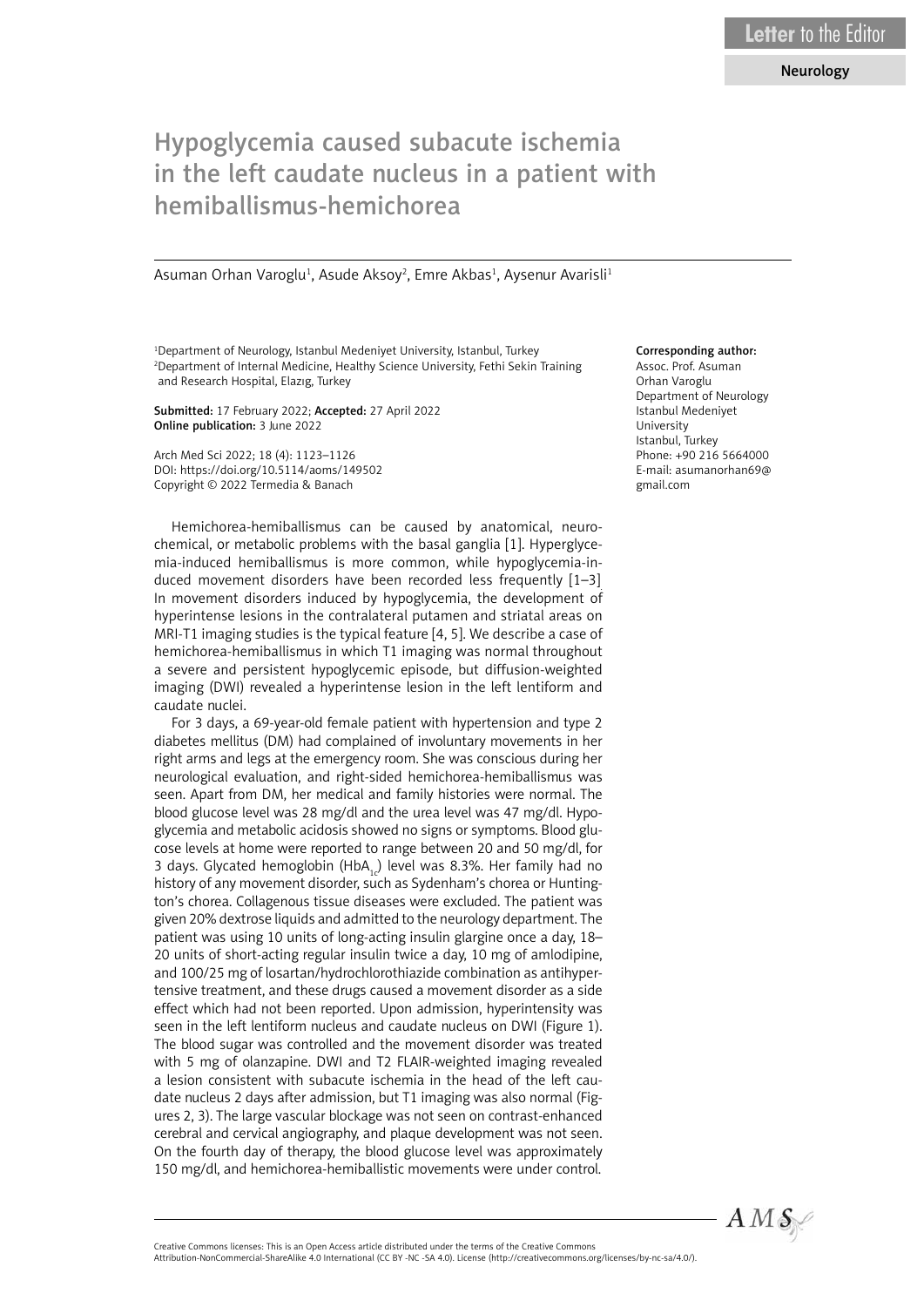Letter to the Editor

Neurology

# Hypoglycemia caused subacute ischemia in the left caudate nucleus in a patient with hemiballismus-hemichorea

Asuman Orhan Varoglu[1], Asude Aksoy[2], Emre Akbas[1], Aysenur Avarisli[1]

[1]Department of Neurology, Istanbul Medeniyet University, Istanbul, Turkey
[2]Department of Internal Medicine, Healthy Science University, Fethi Sekin Training and Research Hospital, Elazıg, Turkey

**Submitted:** 17 February 2022; **Accepted:** 27 April 2022
**Online publication:** 3 June 2022

Arch Med Sci 2022; 18 (4): 1123–1126
DOI: https://doi.org/10.5114/aoms/149502
Copyright © 2022 Termedia & Banach

**Corresponding author:**
Assoc. Prof. Asuman Orhan Varoglu
Department of Neurology
Istanbul Medeniyet University
Istanbul, Turkey
Phone: +90 216 5664000
E-mail: asumanorhan69@gmail.com

Hemichorea-hemiballismus can be caused by anatomical, neurochemical, or metabolic problems with the basal ganglia [1]. Hyperglycemia-induced hemiballismus is more common, while hypoglycemia-induced movement disorders have been recorded less frequently [1–3] In movement disorders induced by hypoglycemia, the development of hyperintense lesions in the contralateral putamen and striatal areas on MRI-T1 imaging studies is the typical feature [4, 5]. We describe a case of hemichorea-hemiballismus in which T1 imaging was normal throughout a severe and persistent hypoglycemic episode, but diffusion-weighted imaging (DWI) revealed a hyperintense lesion in the left lentiform and caudate nuclei.

For 3 days, a 69-year-old female patient with hypertension and type 2 diabetes mellitus (DM) had complained of involuntary movements in her right arms and legs at the emergency room. She was conscious during her neurological evaluation, and right-sided hemichorea-hemiballismus was seen. Apart from DM, her medical and family histories were normal. The blood glucose level was 28 mg/dl and the urea level was 47 mg/dl. Hypoglycemia and metabolic acidosis showed no signs or symptoms. Blood glucose levels at home were reported to range between 20 and 50 mg/dl, for 3 days. Glycated hemoglobin ($HbA_{1c}$) level was 8.3%. Her family had no history of any movement disorder, such as Sydenham's chorea or Huntington's chorea. Collagenous tissue diseases were excluded. The patient was given 20% dextrose liquids and admitted to the neurology department. The patient was using 10 units of long-acting insulin glargine once a day, 18–20 units of short-acting regular insulin twice a day, 10 mg of amlodipine, and 100/25 mg of losartan/hydrochlorothiazide combination as antihypertensive treatment, and these drugs caused a movement disorder as a side effect which had not been reported. Upon admission, hyperintensity was seen in the left lentiform nucleus and caudate nucleus on DWI (Figure 1). The blood sugar was controlled and the movement disorder was treated with 5 mg of olanzapine. DWI and T2 FLAIR-weighted imaging revealed a lesion consistent with subacute ischemia in the head of the left caudate nucleus 2 days after admission, but T1 imaging was also normal (Figures 2, 3). The large vascular blockage was not seen on contrast-enhanced cerebral and cervical angiography, and plaque development was not seen. On the fourth day of therapy, the blood glucose level was approximately 150 mg/dl, and hemichorea-hemiballistic movements were under control.

Creative Commons licenses: This is an Open Access article distributed under the terms of the Creative Commons Attribution-NonCommercial-ShareAlike 4.0 International (CC BY -NC -SA 4.0). License (http://creativecommons.org/licenses/by-nc-sa/4.0/).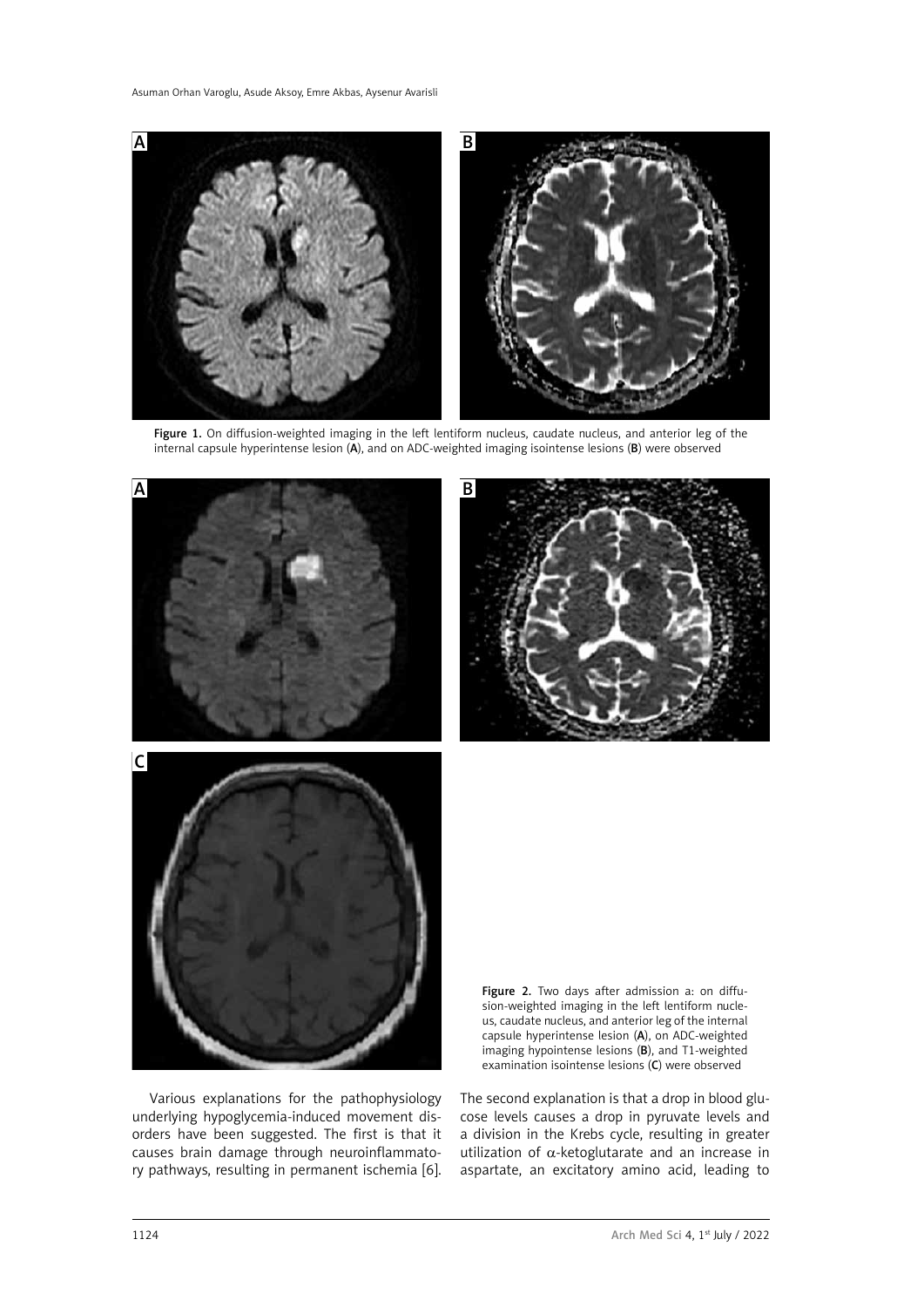Figure 1. On diffusion-weighted imaging in the left lentiform nucleus, caudate nucleus, and anterior leg of the internal capsule hyperintense lesion (**A**), and on ADC-weighted imaging isointense lesions (**B**) were observed

Figure 2. Two days after admission a: on diffusion-weighted imaging in the left lentiform nucleus, caudate nucleus, and anterior leg of the internal capsule hyperintense lesion (**A**), on ADC-weighted imaging hypointense lesions (**B**), and T1-weighted examination isointense lesions (**C**) were observed

Various explanations for the pathophysiology underlying hypoglycemia-induced movement disorders have been suggested. The first is that it causes brain damage through neuroinflammatory pathways, resulting in permanent ischemia [6]. The second explanation is that a drop in blood glucose levels causes a drop in pyruvate levels and a division in the Krebs cycle, resulting in greater utilization of $\alpha$-ketoglutarate and an increase in aspartate, an excitatory amino acid, leading to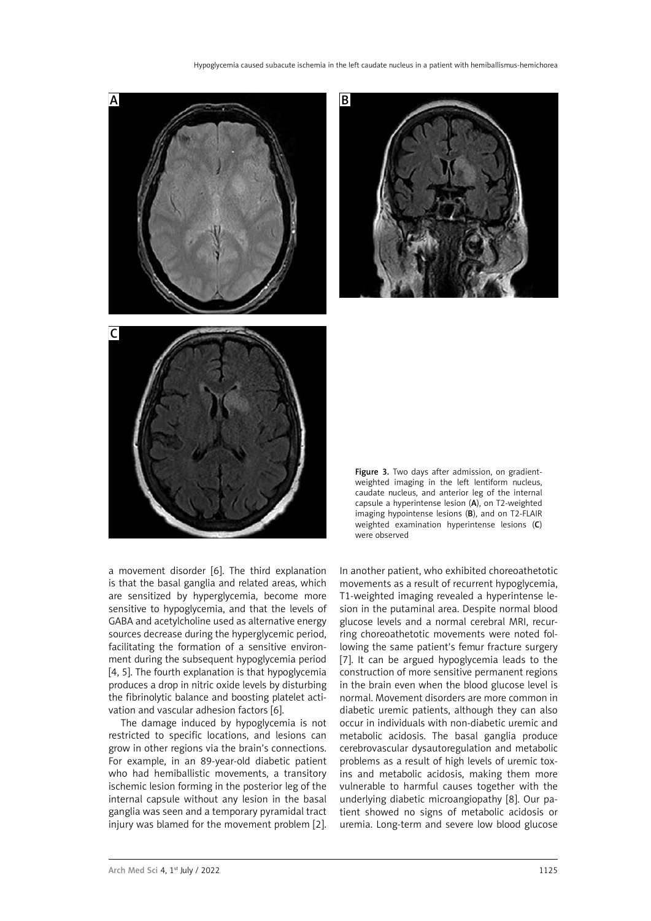Figure 3. Two days after admission, on gradient-weighted imaging in the left lentiform nucleus, caudate nucleus, and anterior leg of the internal capsule a hyperintense lesion (A), on T2-weighted imaging hypointense lesions (B), and on T2-FLAIR weighted examination hyperintense lesions (C) were observed

a movement disorder [6]. The third explanation is that the basal ganglia and related areas, which are sensitized by hyperglycemia, become more sensitive to hypoglycemia, and that the levels of GABA and acetylcholine used as alternative energy sources decrease during the hyperglycemic period, facilitating the formation of a sensitive environment during the subsequent hypoglycemia period [4, 5]. The fourth explanation is that hypoglycemia produces a drop in nitric oxide levels by disturbing the fibrinolytic balance and boosting platelet activation and vascular adhesion factors [6].

The damage induced by hypoglycemia is not restricted to specific locations, and lesions can grow in other regions via the brain's connections. For example, in an 89-year-old diabetic patient who had hemiballistic movements, a transitory ischemic lesion forming in the posterior leg of the internal capsule without any lesion in the basal ganglia was seen and a temporary pyramidal tract injury was blamed for the movement problem [2]. In another patient, who exhibited choreoathetotic movements as a result of recurrent hypoglycemia, T1-weighted imaging revealed a hyperintense lesion in the putaminal area. Despite normal blood glucose levels and a normal cerebral MRI, recurring choreoathetotic movements were noted following the same patient's femur fracture surgery [7]. It can be argued hypoglycemia leads to the construction of more sensitive permanent regions in the brain even when the blood glucose level is normal. Movement disorders are more common in diabetic uremic patients, although they can also occur in individuals with non-diabetic uremic and metabolic acidosis. The basal ganglia produce cerebrovascular dysautoregulation and metabolic problems as a result of high levels of uremic toxins and metabolic acidosis, making them more vulnerable to harmful causes together with the underlying diabetic microangiopathy [8]. Our patient showed no signs of metabolic acidosis or uremia. Long-term and severe low blood glucose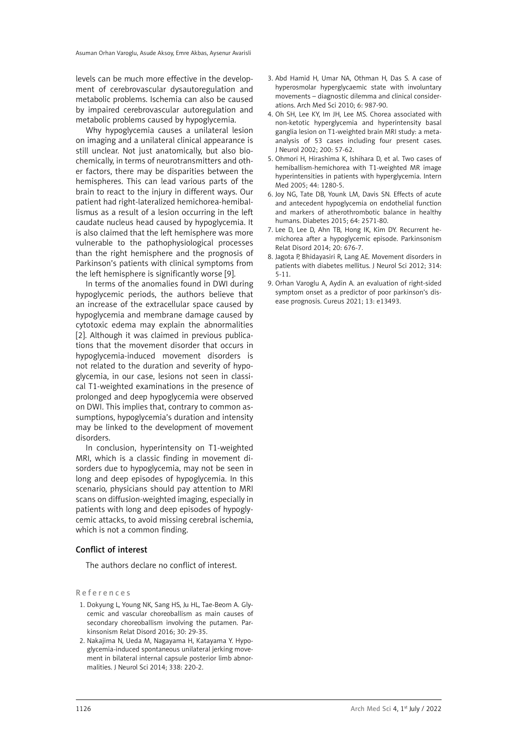levels can be much more effective in the development of cerebrovascular dysautoregulation and metabolic problems. Ischemia can also be caused by impaired cerebrovascular autoregulation and metabolic problems caused by hypoglycemia.

Why hypoglycemia causes a unilateral lesion on imaging and a unilateral clinical appearance is still unclear. Not just anatomically, but also biochemically, in terms of neurotransmitters and other factors, there may be disparities between the hemispheres. This can lead various parts of the brain to react to the injury in different ways. Our patient had right-lateralized hemichorea-hemiballismus as a result of a lesion occurring in the left caudate nucleus head caused by hypoglycemia. It is also claimed that the left hemisphere was more vulnerable to the pathophysiological processes than the right hemisphere and the prognosis of Parkinson's patients with clinical symptoms from the left hemisphere is significantly worse [9].

In terms of the anomalies found in DWI during hypoglycemic periods, the authors believe that an increase of the extracellular space caused by hypoglycemia and membrane damage caused by cytotoxic edema may explain the abnormalities [2]. Although it was claimed in previous publications that the movement disorder that occurs in hypoglycemia-induced movement disorders is not related to the duration and severity of hypoglycemia, in our case, lesions not seen in classical T1-weighted examinations in the presence of prolonged and deep hypoglycemia were observed on DWI. This implies that, contrary to common assumptions, hypoglycemia's duration and intensity may be linked to the development of movement disorders.

In conclusion, hyperintensity on T1-weighted MRI, which is a classic finding in movement disorders due to hypoglycemia, may not be seen in long and deep episodes of hypoglycemia. In this scenario, physicians should pay attention to MRI scans on diffusion-weighted imaging, especially in patients with long and deep episodes of hypoglycemic attacks, to avoid missing cerebral ischemia, which is not a common finding.

## Conflict of interest

The authors declare no conflict of interest.

## References

1. Dokyung L, Young NK, Sang HS, Ju HL, Tae-Beom A. Glycemic and vascular choreoballism as main causes of secondary choreoballism involving the putamen. Parkinsonism Relat Disord 2016; 30: 29-35.
2. Nakajima N, Ueda M, Nagayama H, Katayama Y. Hypoglycemia-induced spontaneous unilateral jerking movement in bilateral internal capsule posterior limb abnormalities. J Neurol Sci 2014; 338: 220-2.
3. Abd Hamid H, Umar NA, Othman H, Das S. A case of hyperosmolar hyperglycaemic state with involuntary movements – diagnostic dilemma and clinical considerations. Arch Med Sci 2010; 6: 987-90.
4. Oh SH, Lee KY, Im JH, Lee MS. Chorea associated with non-ketotic hyperglycemia and hyperintensity basal ganglia lesion on T1-weighted brain MRI study: a meta-analysis of 53 cases including four present cases. J Neurol 2002; 200: 57-62.
5. Ohmori H, Hirashima K, Ishihara D, et al. Two cases of hemiballism-hemichorea with T1-weighted MR image hyperintensities in patients with hyperglycemia. Intern Med 2005; 44: 1280-5.
6. Joy NG, Tate DB, Younk LM, Davis SN. Effects of acute and antecedent hypoglycemia on endothelial function and markers of atherothrombotic balance in healthy humans. Diabetes 2015; 64: 2571-80.
7. Lee D, Lee D, Ahn TB, Hong IK, Kim DY. Recurrent hemichorea after a hypoglycemic episode. Parkinsonism Relat Disord 2014; 20: 676-7.
8. Jagota P, Bhidayasiri R, Lang AE. Movement disorders in patients with diabetes mellitus. J Neurol Sci 2012; 314: 5-11.
9. Orhan Varoglu A, Aydin A. an evaluation of right-sided symptom onset as a predictor of poor parkinson's disease prognosis. Cureus 2021; 13: e13493.